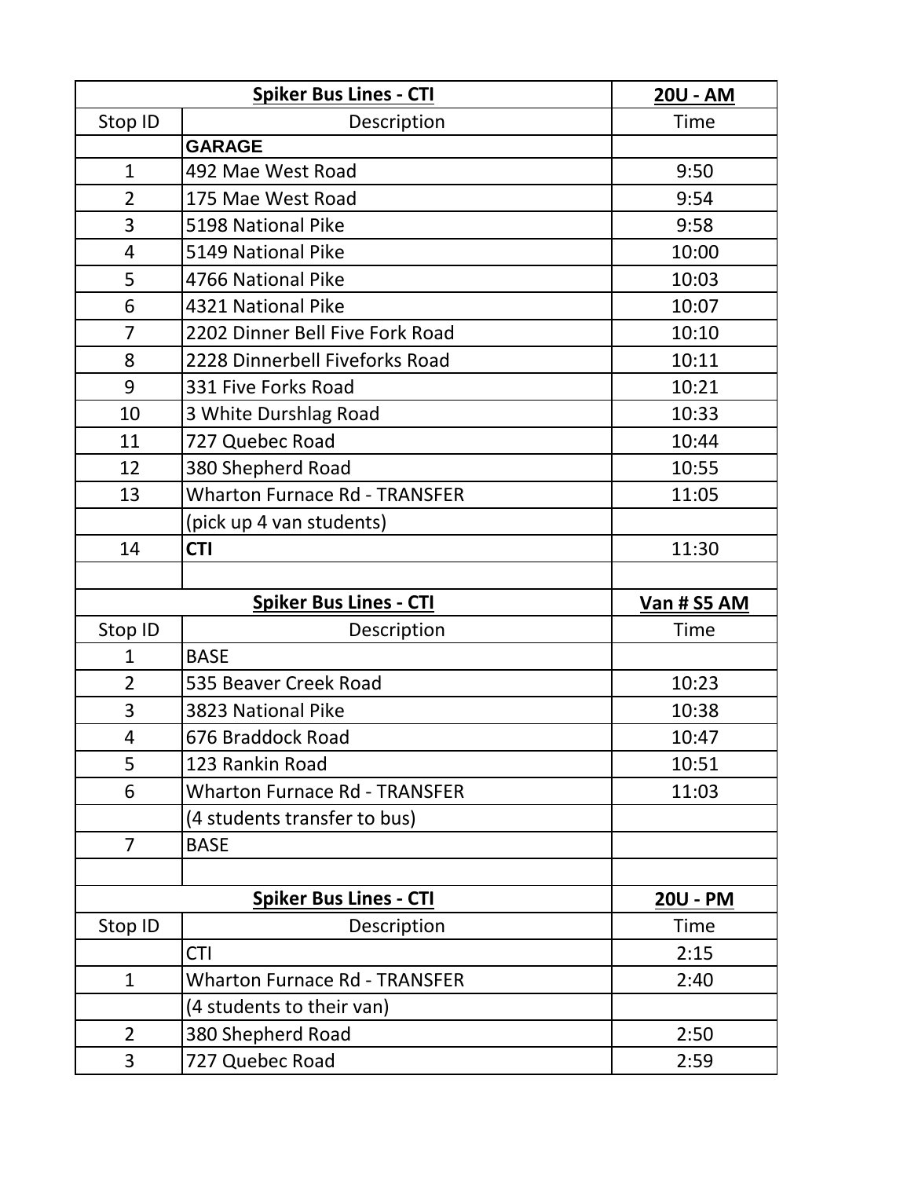| Spiker Bus Lines - CTI | | 20U - AM |
|---|---|---|
| Stop ID | Description | Time |
| | **GARAGE** | |
| 1 | 492 Mae West Road | 9:50 |
| 2 | 175 Mae West Road | 9:54 |
| 3 | 5198 National Pike | 9:58 |
| 4 | 5149 National Pike | 10:00 |
| 5 | 4766 National Pike | 10:03 |
| 6 | 4321 National Pike | 10:07 |
| 7 | 2202 Dinner Bell Five Fork Road | 10:10 |
| 8 | 2228 Dinnerbell Fiveforks Road | 10:11 |
| 9 | 331 Five Forks Road | 10:21 |
| 10 | 3 White Durshlag Road | 10:33 |
| 11 | 727 Quebec Road | 10:44 |
| 12 | 380 Shepherd Road | 10:55 |
| 13 | Wharton Furnace Rd - TRANSFER | 11:05 |
| | (pick up 4 van students) | |
| 14 | **CTI** | 11:30 |

| Spiker Bus Lines - CTI | | Van # S5 AM |
|---|---|---|
| Stop ID | Description | Time |
| 1 | BASE | |
| 2 | 535 Beaver Creek Road | 10:23 |
| 3 | 3823 National Pike | 10:38 |
| 4 | 676 Braddock Road | 10:47 |
| 5 | 123 Rankin Road | 10:51 |
| 6 | Wharton Furnace Rd - TRANSFER | 11:03 |
| | (4 students transfer to bus) | |
| 7 | BASE | |

| Spiker Bus Lines - CTI | | 20U - PM |
|---|---|---|
| Stop ID | Description | Time |
| | CTI | 2:15 |
| 1 | Wharton Furnace Rd - TRANSFER | 2:40 |
| | (4 students to their van) | |
| 2 | 380 Shepherd Road | 2:50 |
| 3 | 727 Quebec Road | 2:59 |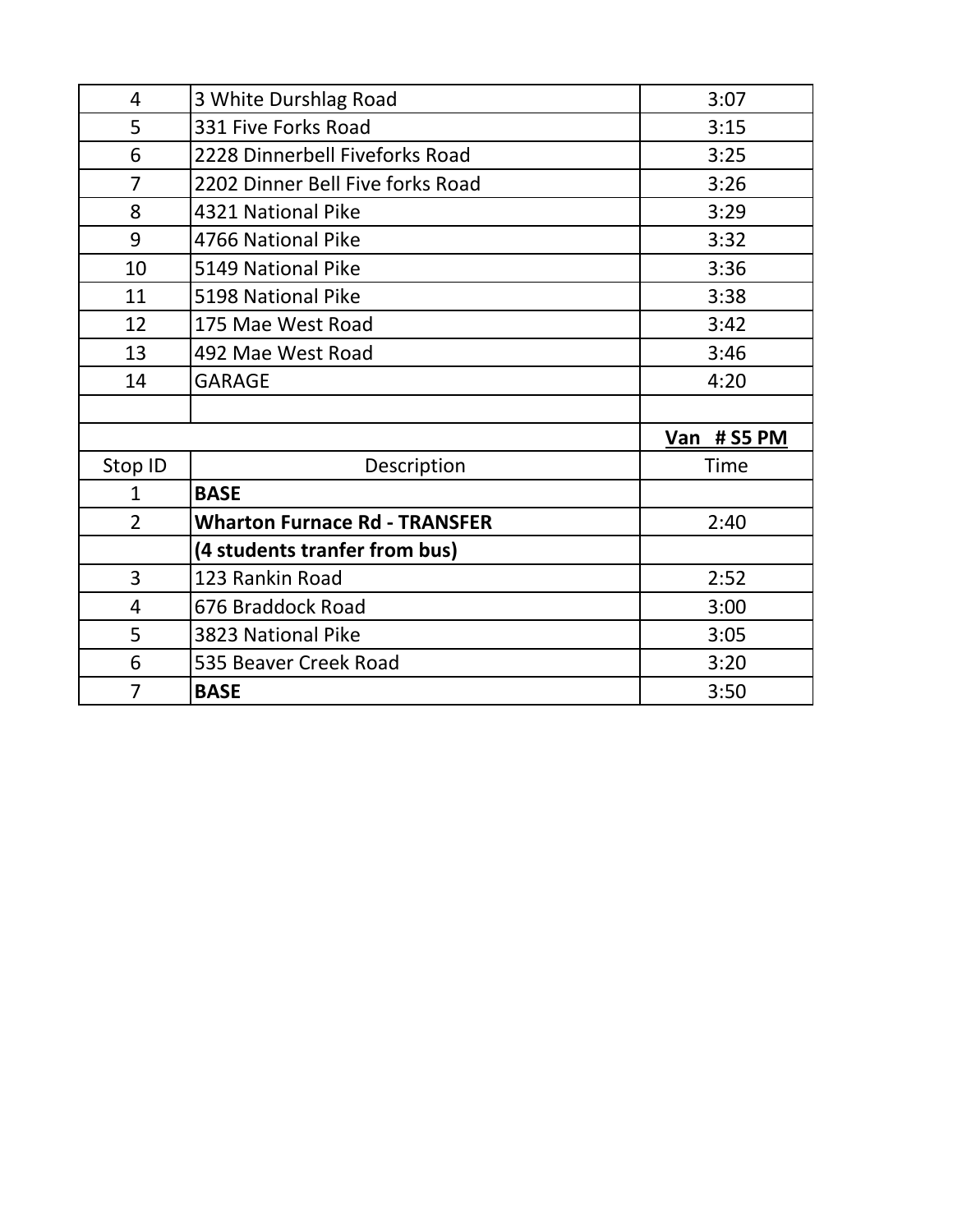| | | |
|---|---|---|
| 4 | 3 White Durshlag Road | 3:07 |
| 5 | 331 Five Forks Road | 3:15 |
| 6 | 2228 Dinnerbell Fiveforks Road | 3:25 |
| 7 | 2202 Dinner Bell Five forks Road | 3:26 |
| 8 | 4321 National Pike | 3:29 |
| 9 | 4766 National Pike | 3:32 |
| 10 | 5149 National Pike | 3:36 |
| 11 | 5198 National Pike | 3:38 |
| 12 | 175 Mae West Road | 3:42 |
| 13 | 492 Mae West Road | 3:46 |
| 14 | GARAGE | 4:20 |

| | | **Van # S5 PM** |
|---|---|---|
| Stop ID | Description | Time |
| 1 | **BASE** | |
| 2 | **Wharton Furnace Rd - TRANSFER** | 2:40 |
| | **(4 students tranfer from bus)** | |
| 3 | 123 Rankin Road | 2:52 |
| 4 | 676 Braddock Road | 3:00 |
| 5 | 3823 National Pike | 3:05 |
| 6 | 535 Beaver Creek Road | 3:20 |
| 7 | **BASE** | 3:50 |